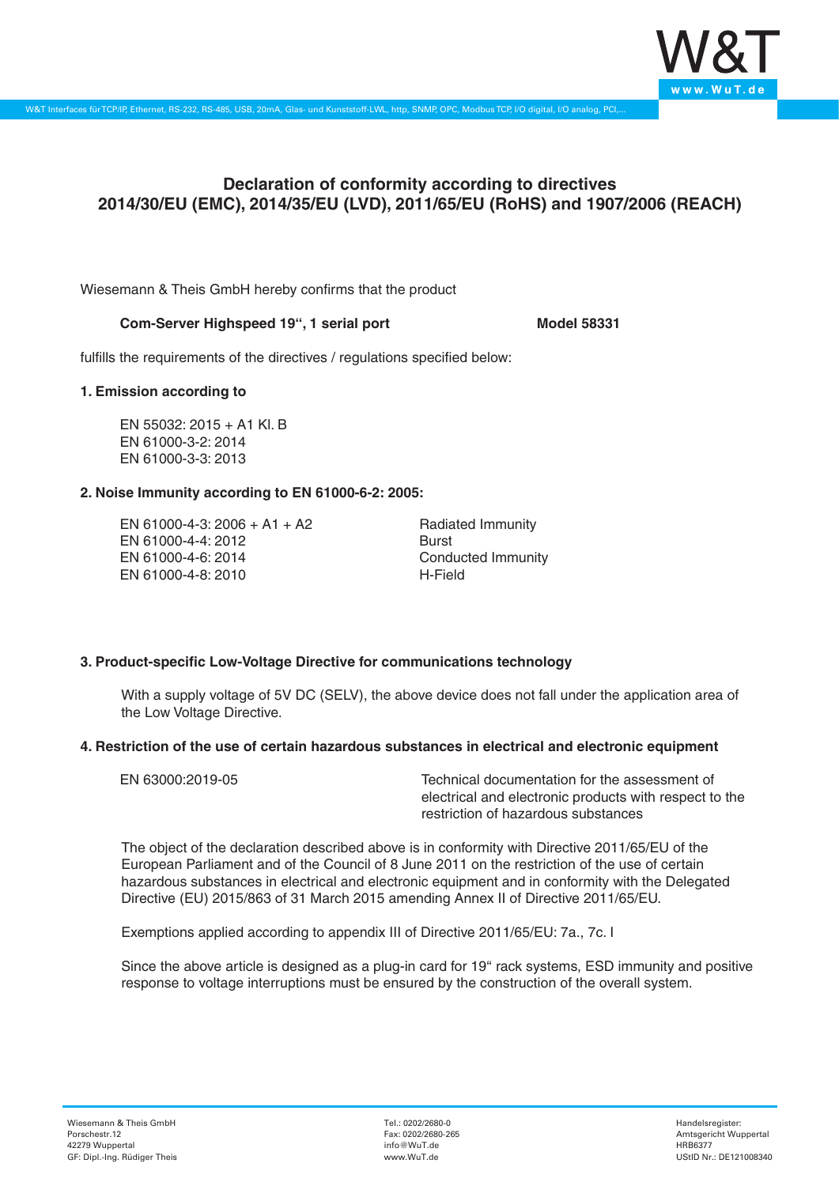# Declaration of conformity according to directives 2014/30/EU (EMC), 2014/35/EU (LVD), 2011/65/EU (RoHS) and 1907/2006 (REACH)

Wiesemann & Theis GmbH hereby confirms that the product

**Com-Server Highspeed 19", 1 serial port** **Model 58331**

fulfills the requirements of the directives / regulations specified below:

**1. Emission according to**

EN 55032: 2015 + A1 Kl. B
EN 61000-3-2: 2014
EN 61000-3-3: 2013

**2. Noise Immunity according to EN 61000-6-2: 2005:**

| | |
|---|---|
| EN 61000-4-3: 2006 + A1 + A2 | Radiated Immunity |
| EN 61000-4-4: 2012 | Burst |
| EN 61000-4-6: 2014 | Conducted Immunity |
| EN 61000-4-8: 2010 | H-Field |

**3. Product-specific Low-Voltage Directive for communications technology**

With a supply voltage of 5V DC (SELV), the above device does not fall under the application area of the Low Voltage Directive.

**4. Restriction of the use of certain hazardous substances in electrical and electronic equipment**

| | |
|---|---|
| EN 63000:2019-05 | Technical documentation for the assessment of electrical and electronic products with respect to the restriction of hazardous substances |

The object of the declaration described above is in conformity with Directive 2011/65/EU of the European Parliament and of the Council of 8 June 2011 on the restriction of the use of certain hazardous substances in electrical and electronic equipment and in conformity with the Delegated Directive (EU) 2015/863 of 31 March 2015 amending Annex II of Directive 2011/65/EU.

Exemptions applied according to appendix III of Directive 2011/65/EU: 7a., 7c. I

Since the above article is designed as a plug-in card for 19" rack systems, ESD immunity and positive response to voltage interruptions must be ensured by the construction of the overall system.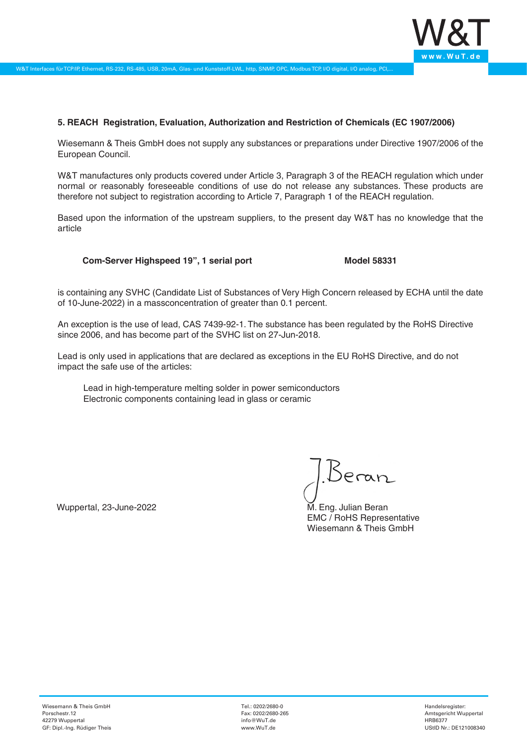### 5. REACH Registration, Evaluation, Authorization and Restriction of Chemicals (EC 1907/2006)

Wiesemann & Theis GmbH does not supply any substances or preparations under Directive 1907/2006 of the European Council.

W&T manufactures only products covered under Article 3, Paragraph 3 of the REACH regulation which under normal or reasonably foreseeable conditions of use do not release any substances. These products are therefore not subject to registration according to Article 7, Paragraph 1 of the REACH regulation.

Based upon the information of the upstream suppliers, to the present day W&T has no knowledge that the article

**Com-Server Highspeed 19", 1 serial port** **Model 58331**

is containing any SVHC (Candidate List of Substances of Very High Concern released by ECHA until the date of 10-June-2022) in a massconcentration of greater than 0.1 percent.

An exception is the use of lead, CAS 7439-92-1. The substance has been regulated by the RoHS Directive since 2006, and has become part of the SVHC list on 27-Jun-2018.

Lead is only used in applications that are declared as exceptions in the EU RoHS Directive, and do not impact the safe use of the articles:

Lead in high-temperature melting solder in power semiconductors
Electronic components containing lead in glass or ceramic

Wuppertal, 23-June-2022

J.Beran

M. Eng. Julian Beran
EMC / RoHS Representative
Wiesemann & Theis GmbH

Wiesemann & Theis GmbH
Porschestr.12
42279 Wuppertal
GF: Dipl.-Ing. Rüdiger Theis

Tel.: 0202/2680-0
Fax: 0202/2680-265
info@WuT.de
www.WuT.de

Handelsregister:
Amtsgericht Wuppertal
HRB6377
UStID Nr.: DE121008340